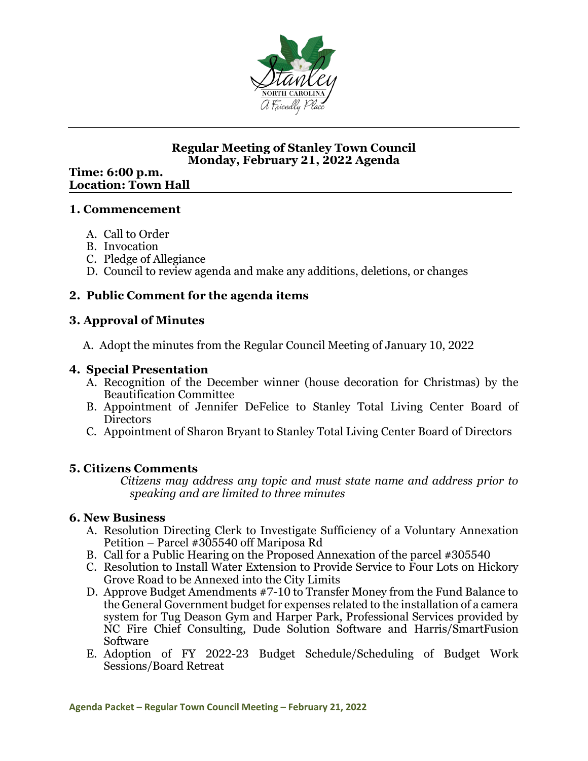# Regular Meeting of Stanley Town Council
## Monday, February 21, 2022 Agenda

**Time: 6:00 p.m.**
**Location: Town Hall**

## 1. Commencement

A. Call to Order
B. Invocation
C. Pledge of Allegiance
D. Council to review agenda and make any additions, deletions, or changes

## 2. Public Comment for the agenda items

## 3. Approval of Minutes

A. Adopt the minutes from the Regular Council Meeting of January 10, 2022

## 4. Special Presentation

A. Recognition of the December winner (house decoration for Christmas) by the Beautification Committee
B. Appointment of Jennifer DeFelice to Stanley Total Living Center Board of Directors
C. Appointment of Sharon Bryant to Stanley Total Living Center Board of Directors

## 5. Citizens Comments

*Citizens may address any topic and must state name and address prior to speaking and are limited to three minutes*

## 6. New Business

A. Resolution Directing Clerk to Investigate Sufficiency of a Voluntary Annexation Petition – Parcel #305540 off Mariposa Rd
B. Call for a Public Hearing on the Proposed Annexation of the parcel #305540
C. Resolution to Install Water Extension to Provide Service to Four Lots on Hickory Grove Road to be Annexed into the City Limits
D. Approve Budget Amendments #7-10 to Transfer Money from the Fund Balance to the General Government budget for expenses related to the installation of a camera system for Tug Deason Gym and Harper Park, Professional Services provided by NC Fire Chief Consulting, Dude Solution Software and Harris/SmartFusion Software
E. Adoption of FY 2022-23 Budget Schedule/Scheduling of Budget Work Sessions/Board Retreat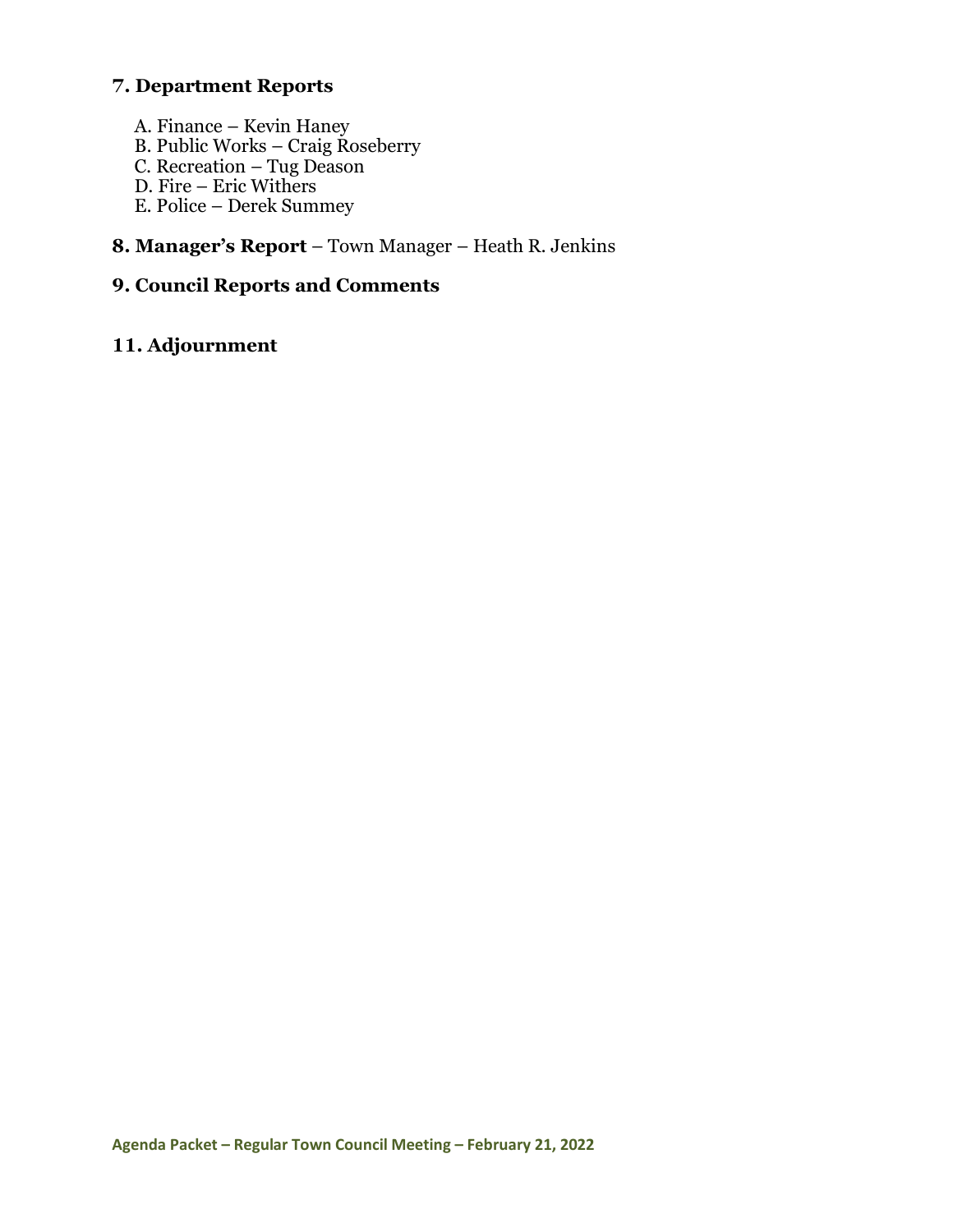## 7. Department Reports

A. Finance – Kevin Haney
B. Public Works – Craig Roseberry
C. Recreation – Tug Deason
D. Fire – Eric Withers
E. Police – Derek Summey

## 8. Manager's Report – Town Manager – Heath R. Jenkins

## 9. Council Reports and Comments

## 11. Adjournment